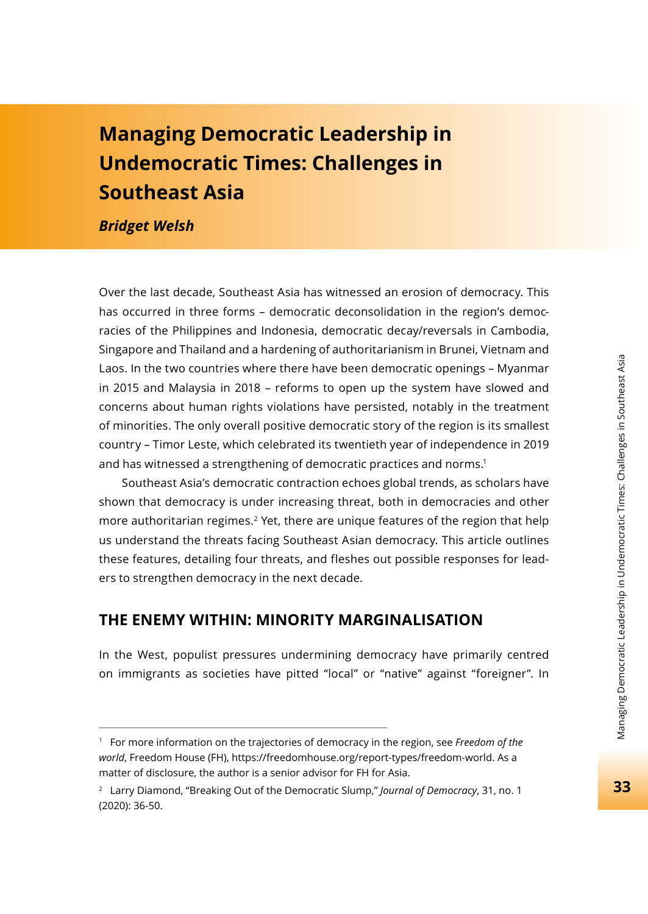# Managing Democratic Leadership in Undemocratic Times: Challenges in Southeast Asia

***Bridget Welsh***

Over the last decade, Southeast Asia has witnessed an erosion of democracy. This has occurred in three forms – democratic deconsolidation in the region's democracies of the Philippines and Indonesia, democratic decay/reversals in Cambodia, Singapore and Thailand and a hardening of authoritarianism in Brunei, Vietnam and Laos. In the two countries where there have been democratic openings – Myanmar in 2015 and Malaysia in 2018 – reforms to open up the system have slowed and concerns about human rights violations have persisted, notably in the treatment of minorities. The only overall positive democratic story of the region is its smallest country – Timor Leste, which celebrated its twentieth year of independence in 2019 and has witnessed a strengthening of democratic practices and norms.[1]

Southeast Asia's democratic contraction echoes global trends, as scholars have shown that democracy is under increasing threat, both in democracies and other more authoritarian regimes.[2] Yet, there are unique features of the region that help us understand the threats facing Southeast Asian democracy. This article outlines these features, detailing four threats, and fleshes out possible responses for leaders to strengthen democracy in the next decade.

## THE ENEMY WITHIN: MINORITY MARGINALISATION

In the West, populist pressures undermining democracy have primarily centred on immigrants as societies have pitted "local" or "native" against "foreigner". In

---

[1] For more information on the trajectories of democracy in the region, see *Freedom of the world*, Freedom House (FH), https://freedomhouse.org/report-types/freedom-world. As a matter of disclosure, the author is a senior advisor for FH for Asia.

[2] Larry Diamond, "Breaking Out of the Democratic Slump," *Journal of Democracy*, 31, no. 1 (2020): 36-50.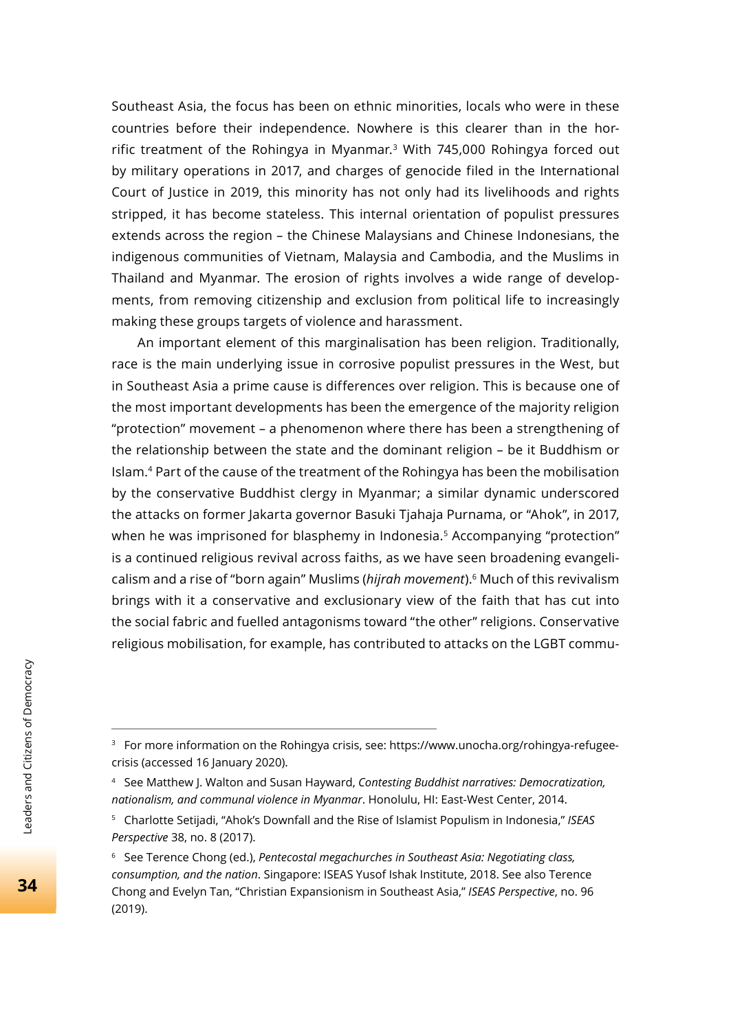Southeast Asia, the focus has been on ethnic minorities, locals who were in these countries before their independence. Nowhere is this clearer than in the horrific treatment of the Rohingya in Myanmar.[3] With 745,000 Rohingya forced out by military operations in 2017, and charges of genocide filed in the International Court of Justice in 2019, this minority has not only had its livelihoods and rights stripped, it has become stateless. This internal orientation of populist pressures extends across the region – the Chinese Malaysians and Chinese Indonesians, the indigenous communities of Vietnam, Malaysia and Cambodia, and the Muslims in Thailand and Myanmar. The erosion of rights involves a wide range of developments, from removing citizenship and exclusion from political life to increasingly making these groups targets of violence and harassment.

An important element of this marginalisation has been religion. Traditionally, race is the main underlying issue in corrosive populist pressures in the West, but in Southeast Asia a prime cause is differences over religion. This is because one of the most important developments has been the emergence of the majority religion "protection" movement – a phenomenon where there has been a strengthening of the relationship between the state and the dominant religion – be it Buddhism or Islam.[4] Part of the cause of the treatment of the Rohingya has been the mobilisation by the conservative Buddhist clergy in Myanmar; a similar dynamic underscored the attacks on former Jakarta governor Basuki Tjahaja Purnama, or "Ahok", in 2017, when he was imprisoned for blasphemy in Indonesia.[5] Accompanying "protection" is a continued religious revival across faiths, as we have seen broadening evangelicalism and a rise of "born again" Muslims (*hijrah movement*).[6] Much of this revivalism brings with it a conservative and exclusionary view of the faith that has cut into the social fabric and fuelled antagonisms toward "the other" religions. Conservative religious mobilisation, for example, has contributed to attacks on the LGBT commu-

---

[3] For more information on the Rohingya crisis, see: https://www.unocha.org/rohingya-refugee-crisis (accessed 16 January 2020).

[4] See Matthew J. Walton and Susan Hayward, *Contesting Buddhist narratives: Democratization, nationalism, and communal violence in Myanmar*. Honolulu, HI: East-West Center, 2014.

[5] Charlotte Setijadi, "Ahok's Downfall and the Rise of Islamist Populism in Indonesia," *ISEAS Perspective* 38, no. 8 (2017).

[6] See Terence Chong (ed.), *Pentecostal megachurches in Southeast Asia: Negotiating class, consumption, and the nation*. Singapore: ISEAS Yusof Ishak Institute, 2018. See also Terence Chong and Evelyn Tan, "Christian Expansionism in Southeast Asia," *ISEAS Perspective*, no. 96 (2019).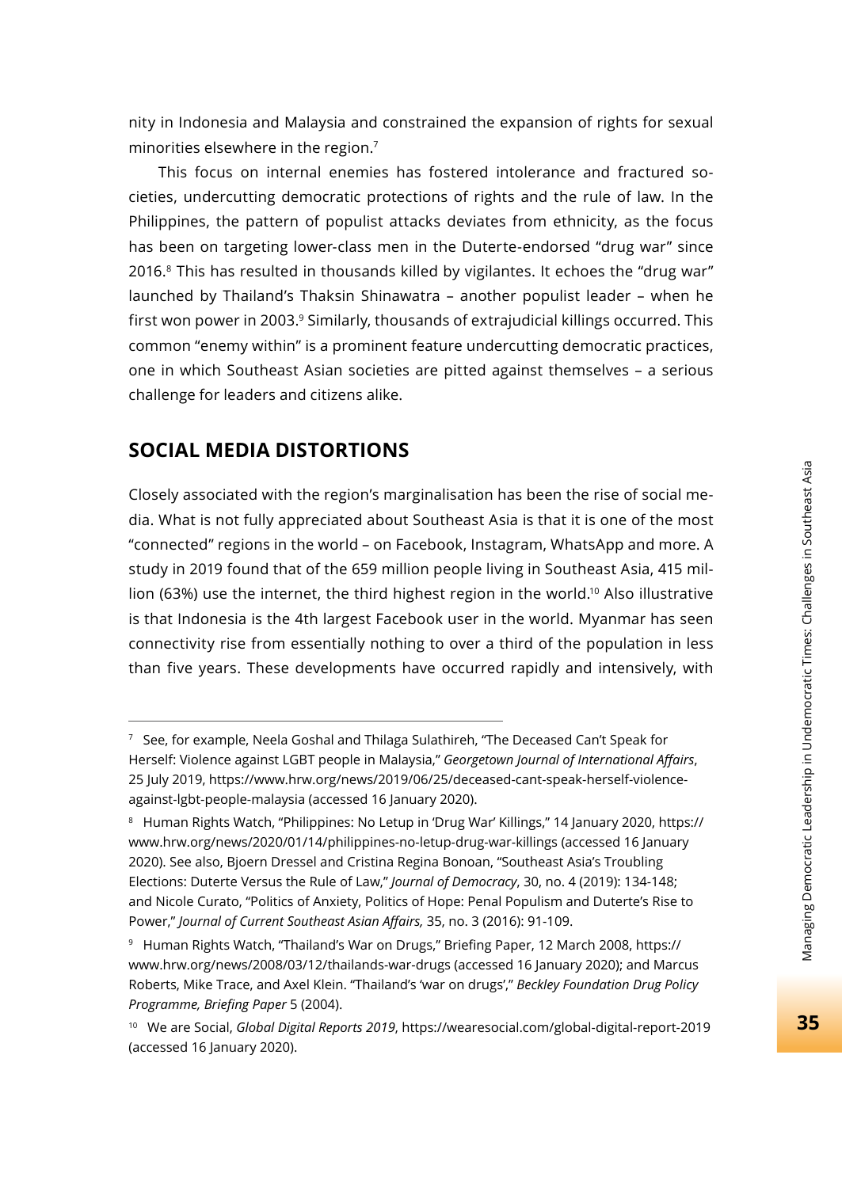nity in Indonesia and Malaysia and constrained the expansion of rights for sexual minorities elsewhere in the region.[7]

This focus on internal enemies has fostered intolerance and fractured societies, undercutting democratic protections of rights and the rule of law. In the Philippines, the pattern of populist attacks deviates from ethnicity, as the focus has been on targeting lower-class men in the Duterte-endorsed "drug war" since 2016.[8] This has resulted in thousands killed by vigilantes. It echoes the "drug war" launched by Thailand's Thaksin Shinawatra – another populist leader – when he first won power in 2003.[9] Similarly, thousands of extrajudicial killings occurred. This common "enemy within" is a prominent feature undercutting democratic practices, one in which Southeast Asian societies are pitted against themselves – a serious challenge for leaders and citizens alike.

## SOCIAL MEDIA DISTORTIONS

Closely associated with the region's marginalisation has been the rise of social media. What is not fully appreciated about Southeast Asia is that it is one of the most "connected" regions in the world – on Facebook, Instagram, WhatsApp and more. A study in 2019 found that of the 659 million people living in Southeast Asia, 415 million (63%) use the internet, the third highest region in the world.[10] Also illustrative is that Indonesia is the 4th largest Facebook user in the world. Myanmar has seen connectivity rise from essentially nothing to over a third of the population in less than five years. These developments have occurred rapidly and intensively, with

---

[7] See, for example, Neela Goshal and Thilaga Sulathireh, "The Deceased Can't Speak for Herself: Violence against LGBT people in Malaysia," *Georgetown Journal of International Affairs*, 25 July 2019, https://www.hrw.org/news/2019/06/25/deceased-cant-speak-herself-violence-against-lgbt-people-malaysia (accessed 16 January 2020).

[8] Human Rights Watch, "Philippines: No Letup in 'Drug War' Killings," 14 January 2020, https://www.hrw.org/news/2020/01/14/philippines-no-letup-drug-war-killings (accessed 16 January 2020). See also, Bjoern Dressel and Cristina Regina Bonoan, "Southeast Asia's Troubling Elections: Duterte Versus the Rule of Law," *Journal of Democracy*, 30, no. 4 (2019): 134-148; and Nicole Curato, "Politics of Anxiety, Politics of Hope: Penal Populism and Duterte's Rise to Power," *Journal of Current Southeast Asian Affairs,* 35, no. 3 (2016): 91-109.

[9] Human Rights Watch, "Thailand's War on Drugs," Briefing Paper, 12 March 2008, https://www.hrw.org/news/2008/03/12/thailands-war-drugs (accessed 16 January 2020); and Marcus Roberts, Mike Trace, and Axel Klein. "Thailand's 'war on drugs'," *Beckley Foundation Drug Policy Programme, Briefing Paper* 5 (2004).

[10] We are Social, *Global Digital Reports 2019*, https://wearesocial.com/global-digital-report-2019 (accessed 16 January 2020).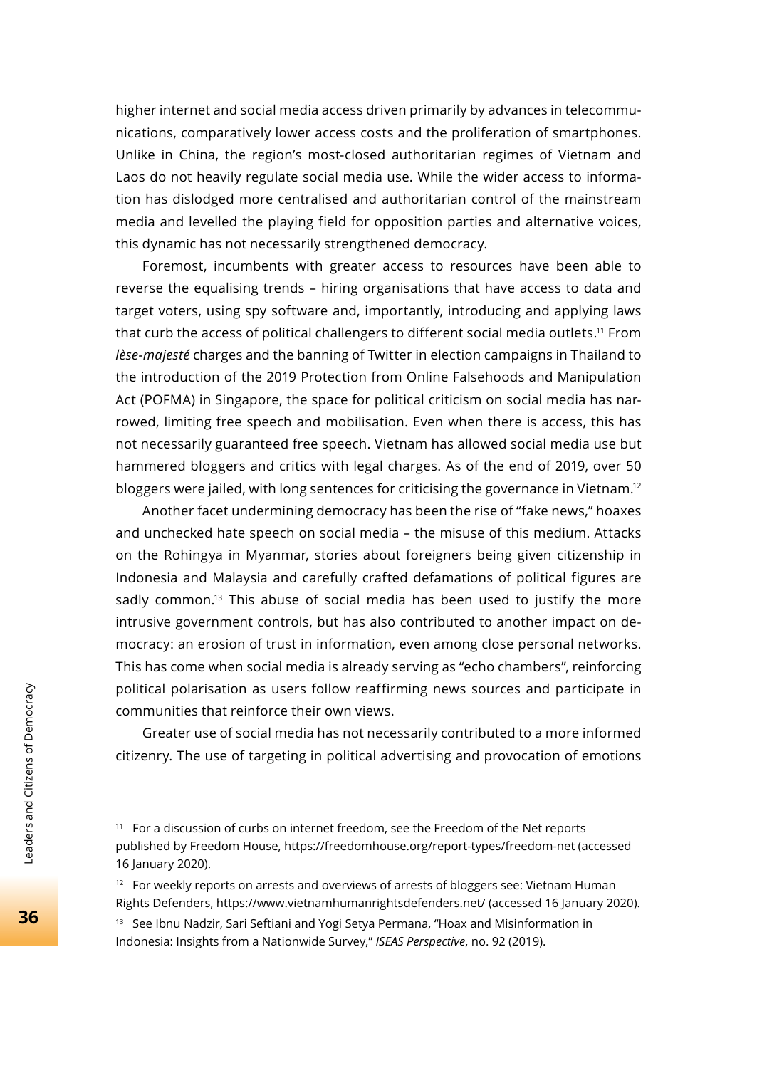higher internet and social media access driven primarily by advances in telecommunications, comparatively lower access costs and the proliferation of smartphones. Unlike in China, the region's most-closed authoritarian regimes of Vietnam and Laos do not heavily regulate social media use. While the wider access to information has dislodged more centralised and authoritarian control of the mainstream media and levelled the playing field for opposition parties and alternative voices, this dynamic has not necessarily strengthened democracy.

Foremost, incumbents with greater access to resources have been able to reverse the equalising trends – hiring organisations that have access to data and target voters, using spy software and, importantly, introducing and applying laws that curb the access of political challengers to different social media outlets.[11] From *lèse-majesté* charges and the banning of Twitter in election campaigns in Thailand to the introduction of the 2019 Protection from Online Falsehoods and Manipulation Act (POFMA) in Singapore, the space for political criticism on social media has narrowed, limiting free speech and mobilisation. Even when there is access, this has not necessarily guaranteed free speech. Vietnam has allowed social media use but hammered bloggers and critics with legal charges. As of the end of 2019, over 50 bloggers were jailed, with long sentences for criticising the governance in Vietnam.[12]

Another facet undermining democracy has been the rise of "fake news," hoaxes and unchecked hate speech on social media – the misuse of this medium. Attacks on the Rohingya in Myanmar, stories about foreigners being given citizenship in Indonesia and Malaysia and carefully crafted defamations of political figures are sadly common.[13] This abuse of social media has been used to justify the more intrusive government controls, but has also contributed to another impact on democracy: an erosion of trust in information, even among close personal networks. This has come when social media is already serving as "echo chambers", reinforcing political polarisation as users follow reaffirming news sources and participate in communities that reinforce their own views.

Greater use of social media has not necessarily contributed to a more informed citizenry. The use of targeting in political advertising and provocation of emotions

---

[11] For a discussion of curbs on internet freedom, see the Freedom of the Net reports published by Freedom House, https://freedomhouse.org/report-types/freedom-net (accessed 16 January 2020).

[12] For weekly reports on arrests and overviews of arrests of bloggers see: Vietnam Human Rights Defenders, https://www.vietnamhumanrightsdefenders.net/ (accessed 16 January 2020).

[13] See Ibnu Nadzir, Sari Seftiani and Yogi Setya Permana, "Hoax and Misinformation in Indonesia: Insights from a Nationwide Survey," *ISEAS Perspective*, no. 92 (2019).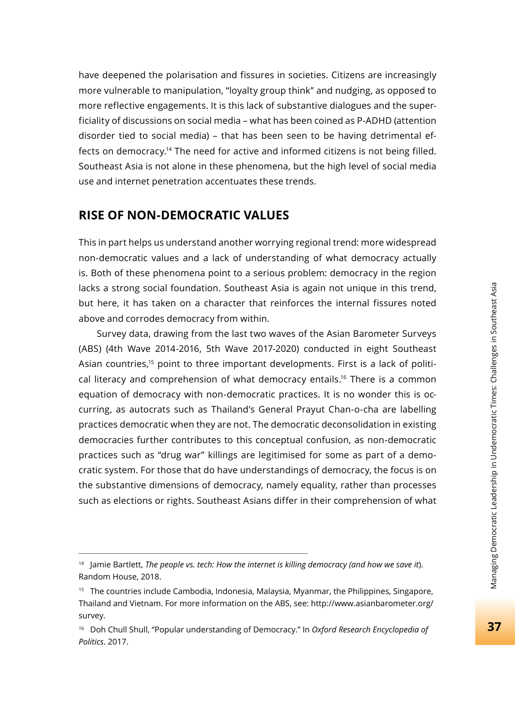have deepened the polarisation and fissures in societies. Citizens are increasingly more vulnerable to manipulation, "loyalty group think" and nudging, as opposed to more reflective engagements. It is this lack of substantive dialogues and the superficiality of discussions on social media – what has been coined as P-ADHD (attention disorder tied to social media) – that has been seen to be having detrimental effects on democracy.[14] The need for active and informed citizens is not being filled. Southeast Asia is not alone in these phenomena, but the high level of social media use and internet penetration accentuates these trends.

## RISE OF NON-DEMOCRATIC VALUES

This in part helps us understand another worrying regional trend: more widespread non-democratic values and a lack of understanding of what democracy actually is. Both of these phenomena point to a serious problem: democracy in the region lacks a strong social foundation. Southeast Asia is again not unique in this trend, but here, it has taken on a character that reinforces the internal fissures noted above and corrodes democracy from within.

Survey data, drawing from the last two waves of the Asian Barometer Surveys (ABS) (4th Wave 2014-2016, 5th Wave 2017-2020) conducted in eight Southeast Asian countries,[15] point to three important developments. First is a lack of political literacy and comprehension of what democracy entails.[16] There is a common equation of democracy with non-democratic practices. It is no wonder this is occurring, as autocrats such as Thailand's General Prayut Chan-o-cha are labelling practices democratic when they are not. The democratic deconsolidation in existing democracies further contributes to this conceptual confusion, as non-democratic practices such as "drug war" killings are legitimised for some as part of a democratic system. For those that do have understandings of democracy, the focus is on the substantive dimensions of democracy, namely equality, rather than processes such as elections or rights. Southeast Asians differ in their comprehension of what

---

[14] Jamie Bartlett, *The people vs. tech: How the internet is killing democracy (and how we save it*). Random House, 2018.

[15] The countries include Cambodia, Indonesia, Malaysia, Myanmar, the Philippines, Singapore, Thailand and Vietnam. For more information on the ABS, see: http://www.asianbarometer.org/survey.

[16] Doh Chull Shull, "Popular understanding of Democracy." In *Oxford Research Encyclopedia of Politics*. 2017.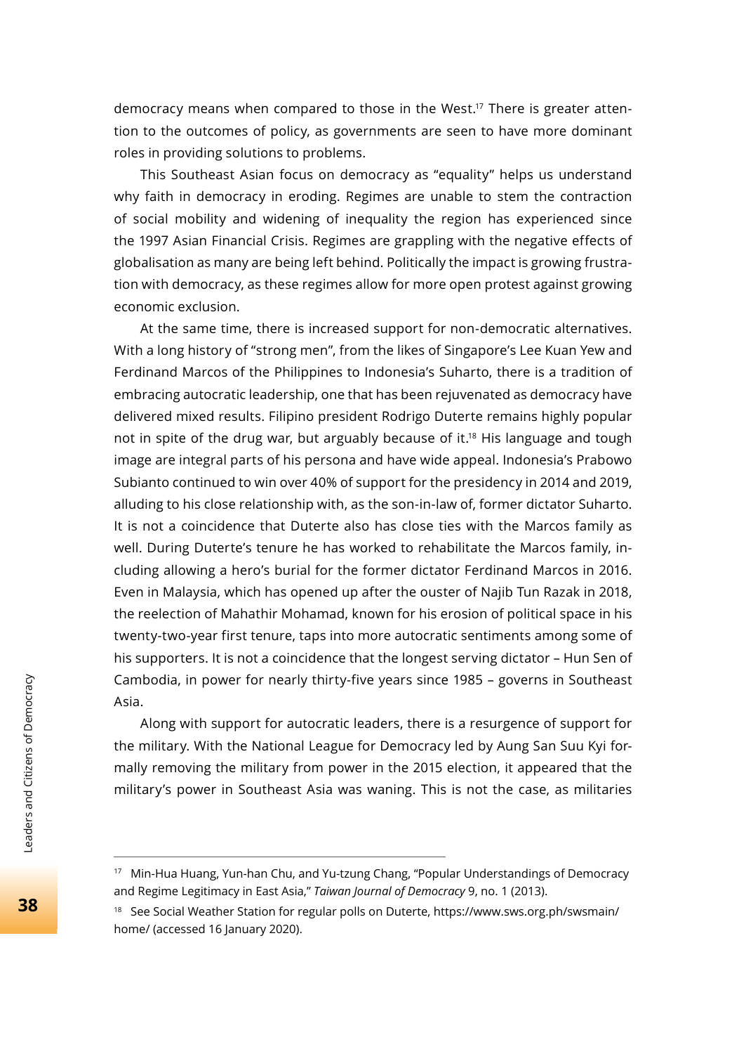democracy means when compared to those in the West.[17] There is greater attention to the outcomes of policy, as governments are seen to have more dominant roles in providing solutions to problems.

This Southeast Asian focus on democracy as "equality" helps us understand why faith in democracy in eroding. Regimes are unable to stem the contraction of social mobility and widening of inequality the region has experienced since the 1997 Asian Financial Crisis. Regimes are grappling with the negative effects of globalisation as many are being left behind. Politically the impact is growing frustration with democracy, as these regimes allow for more open protest against growing economic exclusion.

At the same time, there is increased support for non-democratic alternatives. With a long history of "strong men", from the likes of Singapore's Lee Kuan Yew and Ferdinand Marcos of the Philippines to Indonesia's Suharto, there is a tradition of embracing autocratic leadership, one that has been rejuvenated as democracy have delivered mixed results. Filipino president Rodrigo Duterte remains highly popular not in spite of the drug war, but arguably because of it.[18] His language and tough image are integral parts of his persona and have wide appeal. Indonesia's Prabowo Subianto continued to win over 40% of support for the presidency in 2014 and 2019, alluding to his close relationship with, as the son-in-law of, former dictator Suharto. It is not a coincidence that Duterte also has close ties with the Marcos family as well. During Duterte's tenure he has worked to rehabilitate the Marcos family, including allowing a hero's burial for the former dictator Ferdinand Marcos in 2016. Even in Malaysia, which has opened up after the ouster of Najib Tun Razak in 2018, the reelection of Mahathir Mohamad, known for his erosion of political space in his twenty-two-year first tenure, taps into more autocratic sentiments among some of his supporters. It is not a coincidence that the longest serving dictator – Hun Sen of Cambodia, in power for nearly thirty-five years since 1985 – governs in Southeast Asia.

Along with support for autocratic leaders, there is a resurgence of support for the military. With the National League for Democracy led by Aung San Suu Kyi formally removing the military from power in the 2015 election, it appeared that the military's power in Southeast Asia was waning. This is not the case, as militaries

---

[17] Min-Hua Huang, Yun-han Chu, and Yu-tzung Chang, "Popular Understandings of Democracy and Regime Legitimacy in East Asia," *Taiwan Journal of Democracy* 9, no. 1 (2013).

[18] See Social Weather Station for regular polls on Duterte, https://www.sws.org.ph/swsmain/home/ (accessed 16 January 2020).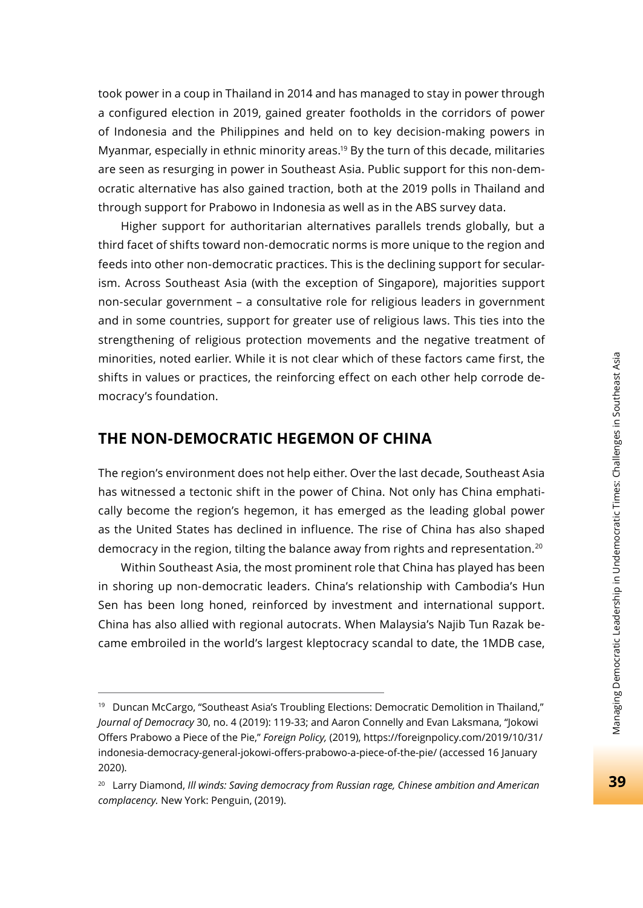took power in a coup in Thailand in 2014 and has managed to stay in power through a configured election in 2019, gained greater footholds in the corridors of power of Indonesia and the Philippines and held on to key decision-making powers in Myanmar, especially in ethnic minority areas.[19] By the turn of this decade, militaries are seen as resurging in power in Southeast Asia. Public support for this non-democratic alternative has also gained traction, both at the 2019 polls in Thailand and through support for Prabowo in Indonesia as well as in the ABS survey data.

Higher support for authoritarian alternatives parallels trends globally, but a third facet of shifts toward non-democratic norms is more unique to the region and feeds into other non-democratic practices. This is the declining support for secularism. Across Southeast Asia (with the exception of Singapore), majorities support non-secular government – a consultative role for religious leaders in government and in some countries, support for greater use of religious laws. This ties into the strengthening of religious protection movements and the negative treatment of minorities, noted earlier. While it is not clear which of these factors came first, the shifts in values or practices, the reinforcing effect on each other help corrode democracy's foundation.

## THE NON-DEMOCRATIC HEGEMON OF CHINA

The region's environment does not help either. Over the last decade, Southeast Asia has witnessed a tectonic shift in the power of China. Not only has China emphatically become the region's hegemon, it has emerged as the leading global power as the United States has declined in influence. The rise of China has also shaped democracy in the region, tilting the balance away from rights and representation.[20]

Within Southeast Asia, the most prominent role that China has played has been in shoring up non-democratic leaders. China's relationship with Cambodia's Hun Sen has been long honed, reinforced by investment and international support. China has also allied with regional autocrats. When Malaysia's Najib Tun Razak became embroiled in the world's largest kleptocracy scandal to date, the 1MDB case,

---

[19] Duncan McCargo, "Southeast Asia's Troubling Elections: Democratic Demolition in Thailand," *Journal of Democracy* 30, no. 4 (2019): 119-33; and Aaron Connelly and Evan Laksmana, "Jokowi Offers Prabowo a Piece of the Pie," *Foreign Policy,* (2019), https://foreignpolicy.com/2019/10/31/indonesia-democracy-general-jokowi-offers-prabowo-a-piece-of-the-pie/ (accessed 16 January 2020).

[20] Larry Diamond, *Ill winds: Saving democracy from Russian rage, Chinese ambition and American complacency.* New York: Penguin, (2019).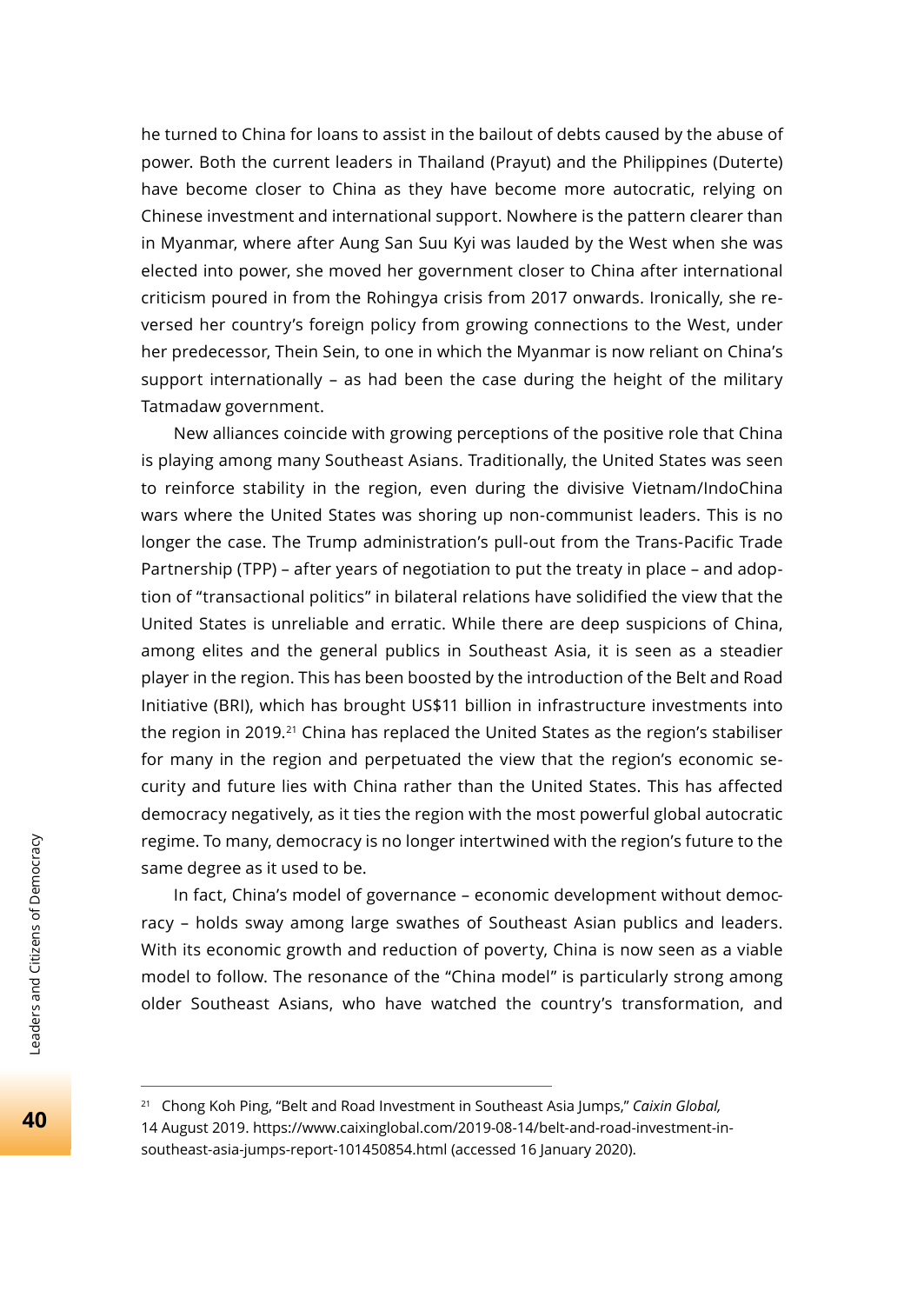he turned to China for loans to assist in the bailout of debts caused by the abuse of power. Both the current leaders in Thailand (Prayut) and the Philippines (Duterte) have become closer to China as they have become more autocratic, relying on Chinese investment and international support. Nowhere is the pattern clearer than in Myanmar, where after Aung San Suu Kyi was lauded by the West when she was elected into power, she moved her government closer to China after international criticism poured in from the Rohingya crisis from 2017 onwards. Ironically, she reversed her country's foreign policy from growing connections to the West, under her predecessor, Thein Sein, to one in which the Myanmar is now reliant on China's support internationally – as had been the case during the height of the military Tatmadaw government.

New alliances coincide with growing perceptions of the positive role that China is playing among many Southeast Asians. Traditionally, the United States was seen to reinforce stability in the region, even during the divisive Vietnam/IndoChina wars where the United States was shoring up non-communist leaders. This is no longer the case. The Trump administration's pull-out from the Trans-Pacific Trade Partnership (TPP) – after years of negotiation to put the treaty in place – and adoption of "transactional politics" in bilateral relations have solidified the view that the United States is unreliable and erratic. While there are deep suspicions of China, among elites and the general publics in Southeast Asia, it is seen as a steadier player in the region. This has been boosted by the introduction of the Belt and Road Initiative (BRI), which has brought US$11 billion in infrastructure investments into the region in 2019.[21] China has replaced the United States as the region's stabiliser for many in the region and perpetuated the view that the region's economic security and future lies with China rather than the United States. This has affected democracy negatively, as it ties the region with the most powerful global autocratic regime. To many, democracy is no longer intertwined with the region's future to the same degree as it used to be.

In fact, China's model of governance – economic development without democracy – holds sway among large swathes of Southeast Asian publics and leaders. With its economic growth and reduction of poverty, China is now seen as a viable model to follow. The resonance of the "China model" is particularly strong among older Southeast Asians, who have watched the country's transformation, and

---

[21] Chong Koh Ping, "Belt and Road Investment in Southeast Asia Jumps," *Caixin Global,* 14 August 2019. https://www.caixinglobal.com/2019-08-14/belt-and-road-investment-in-southeast-asia-jumps-report-101450854.html (accessed 16 January 2020).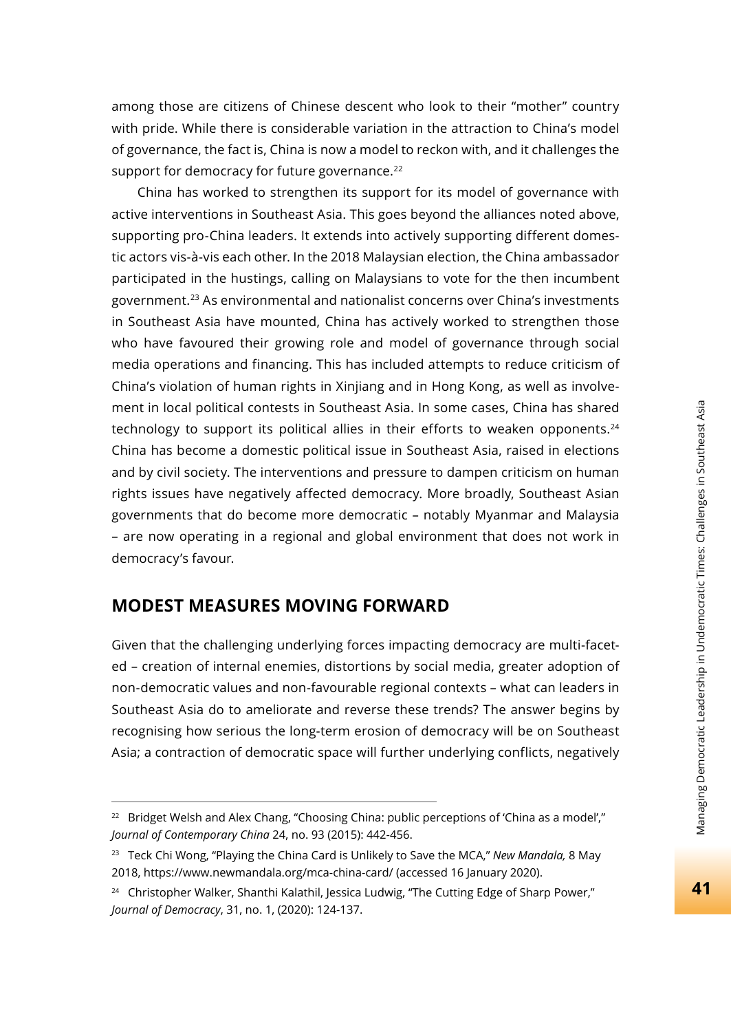among those are citizens of Chinese descent who look to their "mother" country with pride. While there is considerable variation in the attraction to China's model of governance, the fact is, China is now a model to reckon with, and it challenges the support for democracy for future governance.[22]

China has worked to strengthen its support for its model of governance with active interventions in Southeast Asia. This goes beyond the alliances noted above, supporting pro-China leaders. It extends into actively supporting different domestic actors vis-à-vis each other. In the 2018 Malaysian election, the China ambassador participated in the hustings, calling on Malaysians to vote for the then incumbent government.[23] As environmental and nationalist concerns over China's investments in Southeast Asia have mounted, China has actively worked to strengthen those who have favoured their growing role and model of governance through social media operations and financing. This has included attempts to reduce criticism of China's violation of human rights in Xinjiang and in Hong Kong, as well as involvement in local political contests in Southeast Asia. In some cases, China has shared technology to support its political allies in their efforts to weaken opponents.[24] China has become a domestic political issue in Southeast Asia, raised in elections and by civil society. The interventions and pressure to dampen criticism on human rights issues have negatively affected democracy. More broadly, Southeast Asian governments that do become more democratic – notably Myanmar and Malaysia – are now operating in a regional and global environment that does not work in democracy's favour.

## MODEST MEASURES MOVING FORWARD

Given that the challenging underlying forces impacting democracy are multi-faceted – creation of internal enemies, distortions by social media, greater adoption of non-democratic values and non-favourable regional contexts – what can leaders in Southeast Asia do to ameliorate and reverse these trends? The answer begins by recognising how serious the long-term erosion of democracy will be on Southeast Asia; a contraction of democratic space will further underlying conflicts, negatively

---

[22] Bridget Welsh and Alex Chang, "Choosing China: public perceptions of 'China as a model'," *Journal of Contemporary China* 24, no. 93 (2015): 442-456.

[23] Teck Chi Wong, "Playing the China Card is Unlikely to Save the MCA," *New Mandala,* 8 May 2018, https://www.newmandala.org/mca-china-card/ (accessed 16 January 2020).

[24] Christopher Walker, Shanthi Kalathil, Jessica Ludwig, "The Cutting Edge of Sharp Power," *Journal of Democracy*, 31, no. 1, (2020): 124-137.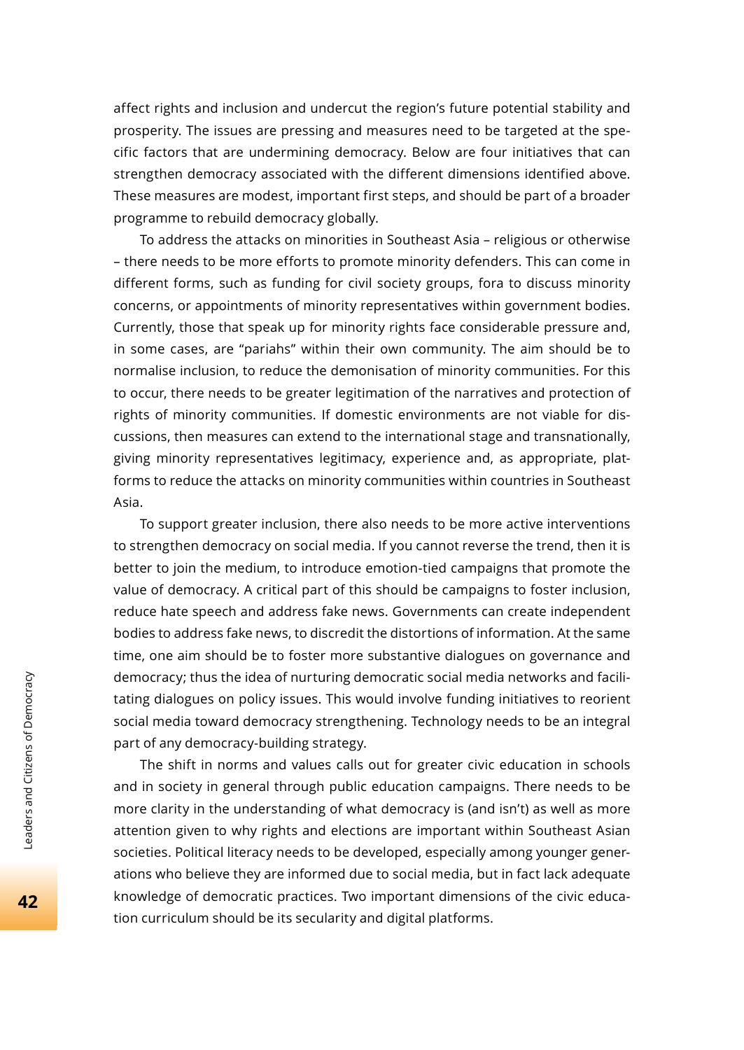affect rights and inclusion and undercut the region's future potential stability and prosperity. The issues are pressing and measures need to be targeted at the specific factors that are undermining democracy. Below are four initiatives that can strengthen democracy associated with the different dimensions identified above. These measures are modest, important first steps, and should be part of a broader programme to rebuild democracy globally.

To address the attacks on minorities in Southeast Asia – religious or otherwise – there needs to be more efforts to promote minority defenders. This can come in different forms, such as funding for civil society groups, fora to discuss minority concerns, or appointments of minority representatives within government bodies. Currently, those that speak up for minority rights face considerable pressure and, in some cases, are "pariahs" within their own community. The aim should be to normalise inclusion, to reduce the demonisation of minority communities. For this to occur, there needs to be greater legitimation of the narratives and protection of rights of minority communities. If domestic environments are not viable for discussions, then measures can extend to the international stage and transnationally, giving minority representatives legitimacy, experience and, as appropriate, platforms to reduce the attacks on minority communities within countries in Southeast Asia.

To support greater inclusion, there also needs to be more active interventions to strengthen democracy on social media. If you cannot reverse the trend, then it is better to join the medium, to introduce emotion-tied campaigns that promote the value of democracy. A critical part of this should be campaigns to foster inclusion, reduce hate speech and address fake news. Governments can create independent bodies to address fake news, to discredit the distortions of information. At the same time, one aim should be to foster more substantive dialogues on governance and democracy; thus the idea of nurturing democratic social media networks and facilitating dialogues on policy issues. This would involve funding initiatives to reorient social media toward democracy strengthening. Technology needs to be an integral part of any democracy-building strategy.

The shift in norms and values calls out for greater civic education in schools and in society in general through public education campaigns. There needs to be more clarity in the understanding of what democracy is (and isn't) as well as more attention given to why rights and elections are important within Southeast Asian societies. Political literacy needs to be developed, especially among younger generations who believe they are informed due to social media, but in fact lack adequate knowledge of democratic practices. Two important dimensions of the civic education curriculum should be its secularity and digital platforms.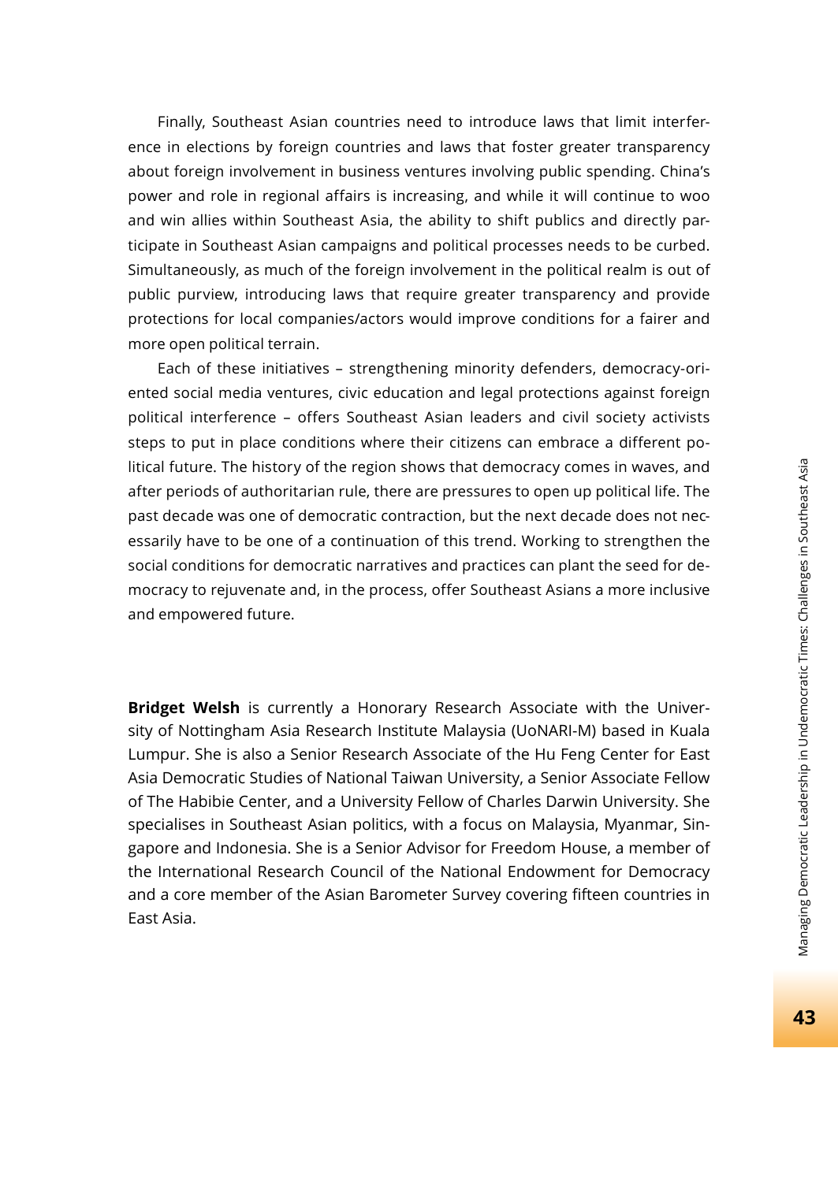Finally, Southeast Asian countries need to introduce laws that limit interference in elections by foreign countries and laws that foster greater transparency about foreign involvement in business ventures involving public spending. China's power and role in regional affairs is increasing, and while it will continue to woo and win allies within Southeast Asia, the ability to shift publics and directly participate in Southeast Asian campaigns and political processes needs to be curbed. Simultaneously, as much of the foreign involvement in the political realm is out of public purview, introducing laws that require greater transparency and provide protections for local companies/actors would improve conditions for a fairer and more open political terrain.

Each of these initiatives – strengthening minority defenders, democracy-oriented social media ventures, civic education and legal protections against foreign political interference – offers Southeast Asian leaders and civil society activists steps to put in place conditions where their citizens can embrace a different political future. The history of the region shows that democracy comes in waves, and after periods of authoritarian rule, there are pressures to open up political life. The past decade was one of democratic contraction, but the next decade does not necessarily have to be one of a continuation of this trend. Working to strengthen the social conditions for democratic narratives and practices can plant the seed for democracy to rejuvenate and, in the process, offer Southeast Asians a more inclusive and empowered future.

**Bridget Welsh** is currently a Honorary Research Associate with the University of Nottingham Asia Research Institute Malaysia (UoNARI-M) based in Kuala Lumpur. She is also a Senior Research Associate of the Hu Feng Center for East Asia Democratic Studies of National Taiwan University, a Senior Associate Fellow of The Habibie Center, and a University Fellow of Charles Darwin University. She specialises in Southeast Asian politics, with a focus on Malaysia, Myanmar, Singapore and Indonesia. She is a Senior Advisor for Freedom House, a member of the International Research Council of the National Endowment for Democracy and a core member of the Asian Barometer Survey covering fifteen countries in East Asia.